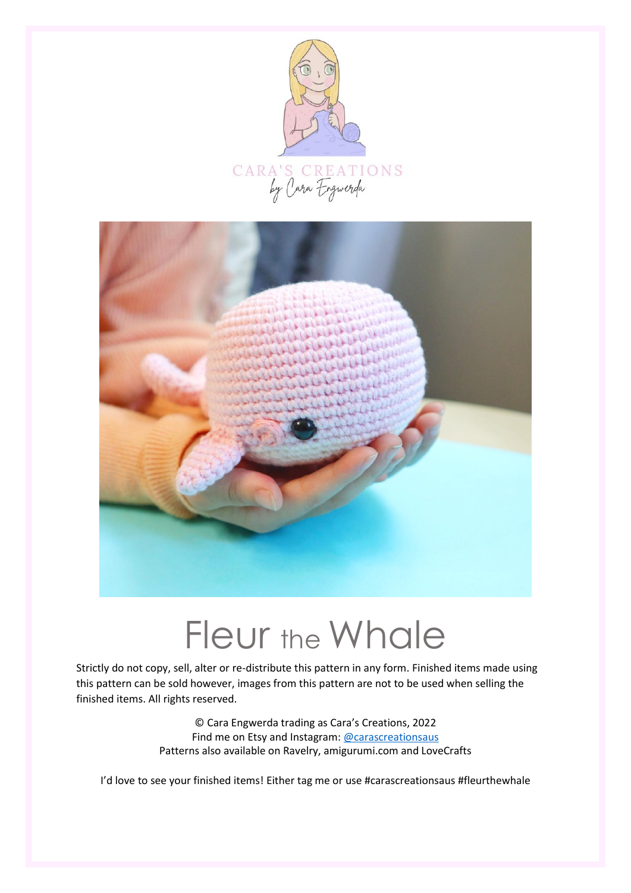CARA'S CREATIONS
by Cara Engwerda

# Fleur the Whale

Strictly do not copy, sell, alter or re-distribute this pattern in any form. Finished items made using this pattern can be sold however, images from this pattern are not to be used when selling the finished items. All rights reserved.

© Cara Engwerda trading as Cara's Creations, 2022
Find me on Etsy and Instagram: @carascreationsaus
Patterns also available on Ravelry, amigurumi.com and LoveCrafts

I'd love to see your finished items! Either tag me or use #carascreationsaus #fleurthewhale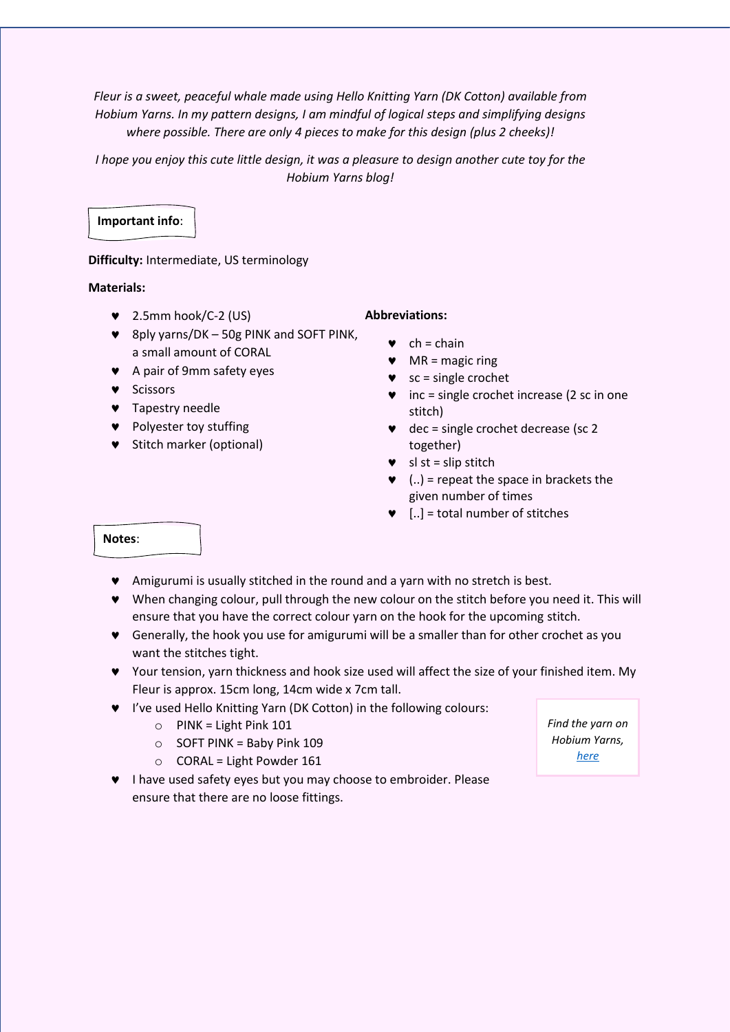*Fleur is a sweet, peaceful whale made using Hello Knitting Yarn (DK Cotton) available from Hobium Yarns. In my pattern designs, I am mindful of logical steps and simplifying designs where possible. There are only 4 pieces to make for this design (plus 2 cheeks)!*

*I hope you enjoy this cute little design, it was a pleasure to design another cute toy for the Hobium Yarns blog!*

## Important info:

**Difficulty:** Intermediate, US terminology

**Materials:**

- 2.5mm hook/C-2 (US)
- 8ply yarns/DK – 50g PINK and SOFT PINK, a small amount of CORAL
- A pair of 9mm safety eyes
- Scissors
- Tapestry needle
- Polyester toy stuffing
- Stitch marker (optional)

**Abbreviations:**

- ch = chain
- MR = magic ring
- sc = single crochet
- inc = single crochet increase (2 sc in one stitch)
- dec = single crochet decrease (sc 2 together)
- sl st = slip stitch
- (..) = repeat the space in brackets the given number of times
- [..] = total number of stitches

## Notes:

- Amigurumi is usually stitched in the round and a yarn with no stretch is best.
- When changing colour, pull through the new colour on the stitch before you need it. This will ensure that you have the correct colour yarn on the hook for the upcoming stitch.
- Generally, the hook you use for amigurumi will be a smaller than for other crochet as you want the stitches tight.
- Your tension, yarn thickness and hook size used will affect the size of your finished item. My Fleur is approx. 15cm long, 14cm wide x 7cm tall.
- I've used Hello Knitting Yarn (DK Cotton) in the following colours:
  - PINK = Light Pink 101
  - SOFT PINK = Baby Pink 109
  - CORAL = Light Powder 161
- I have used safety eyes but you may choose to embroider. Please ensure that there are no loose fittings.

*Find the yarn on Hobium Yarns, [here](#)*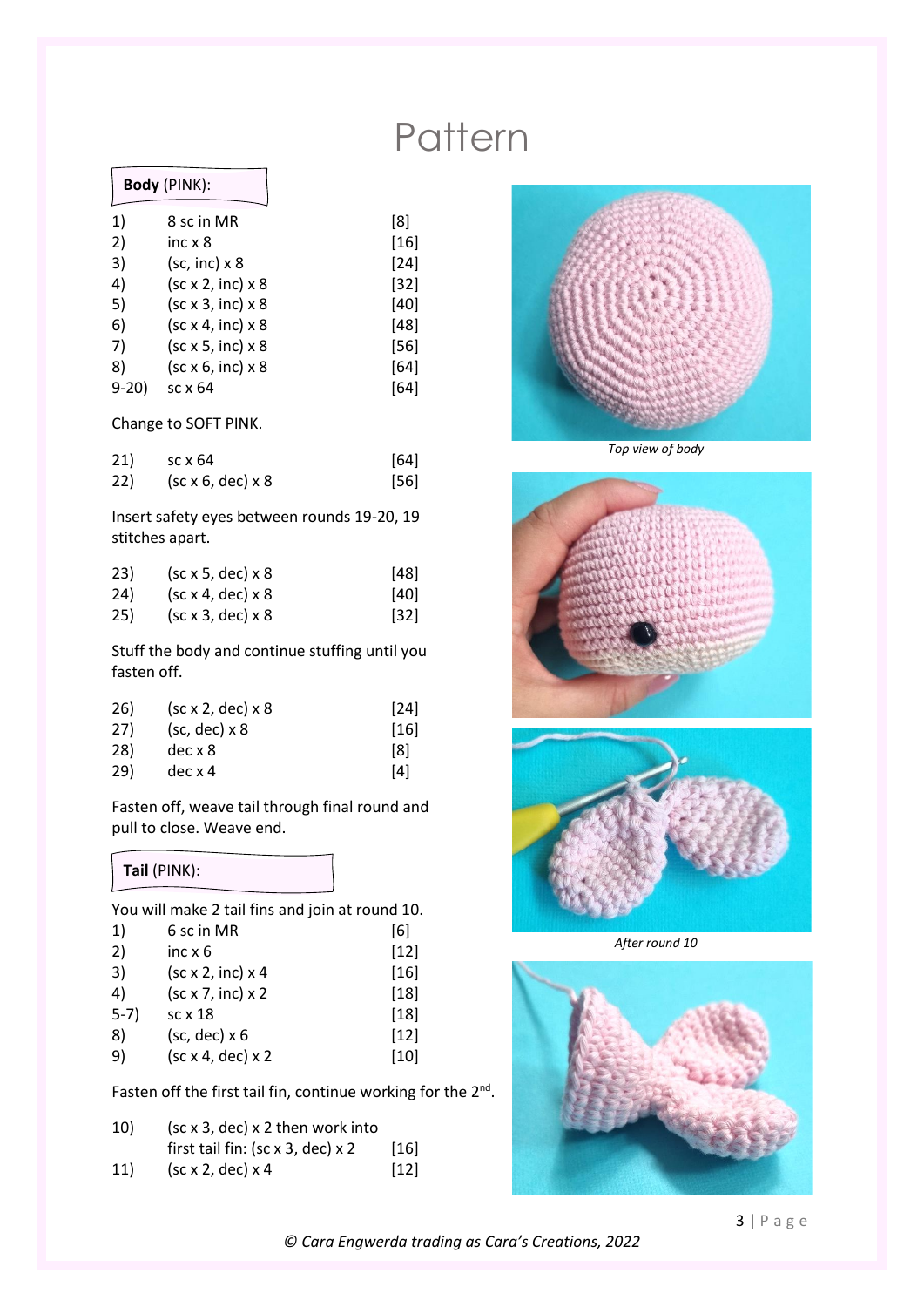# Pattern

**Body** (PINK):

| | | |
|---|---|---|
| 1) | 8 sc in MR | [8] |
| 2) | inc x 8 | [16] |
| 3) | (sc, inc) x 8 | [24] |
| 4) | (sc x 2, inc) x 8 | [32] |
| 5) | (sc x 3, inc) x 8 | [40] |
| 6) | (sc x 4, inc) x 8 | [48] |
| 7) | (sc x 5, inc) x 8 | [56] |
| 8) | (sc x 6, inc) x 8 | [64] |
| 9-20) | sc x 64 | [64] |

Change to SOFT PINK.

| | | |
|---|---|---|
| 21) | sc x 64 | [64] |
| 22) | (sc x 6, dec) x 8 | [56] |

Insert safety eyes between rounds 19-20, 19 stitches apart.

| | | |
|---|---|---|
| 23) | (sc x 5, dec) x 8 | [48] |
| 24) | (sc x 4, dec) x 8 | [40] |
| 25) | (sc x 3, dec) x 8 | [32] |

Stuff the body and continue stuffing until you fasten off.

| | | |
|---|---|---|
| 26) | (sc x 2, dec) x 8 | [24] |
| 27) | (sc, dec) x 8 | [16] |
| 28) | dec x 8 | [8] |
| 29) | dec x 4 | [4] |

Fasten off, weave tail through final round and pull to close. Weave end.

*Top view of body*

**Tail** (PINK):

You will make 2 tail fins and join at round 10.

| | | |
|---|---|---|
| 1) | 6 sc in MR | [6] |
| 2) | inc x 6 | [12] |
| 3) | (sc x 2, inc) x 4 | [16] |
| 4) | (sc x 7, inc) x 2 | [18] |
| 5-7) | sc x 18 | [18] |
| 8) | (sc, dec) x 6 | [12] |
| 9) | (sc x 4, dec) x 2 | [10] |

Fasten off the first tail fin, continue working for the 2nd.

| | | |
|---|---|---|
| 10) | (sc x 3, dec) x 2 then work into first tail fin: (sc x 3, dec) x 2 | [16] |
| 11) | (sc x 2, dec) x 4 | [12] |

*After round 10*

© Cara Engwerda trading as Cara's Creations, 2022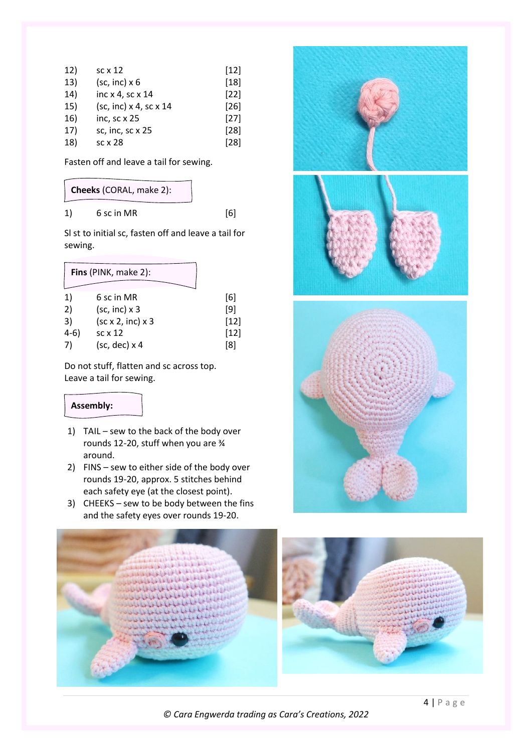| | | |
|---|---|---|
| 12) | sc x 12 | [12] |
| 13) | (sc, inc) x 6 | [18] |
| 14) | inc x 4, sc x 14 | [22] |
| 15) | (sc, inc) x 4, sc x 14 | [26] |
| 16) | inc, sc x 25 | [27] |
| 17) | sc, inc, sc x 25 | [28] |
| 18) | sc x 28 | [28] |

Fasten off and leave a tail for sewing.

**Cheeks** (CORAL, make 2):

| | | |
|---|---|---|
| 1) | 6 sc in MR | [6] |

Sl st to initial sc, fasten off and leave a tail for sewing.

**Fins** (PINK, make 2):

| | | |
|---|---|---|
| 1) | 6 sc in MR | [6] |
| 2) | (sc, inc) x 3 | [9] |
| 3) | (sc x 2, inc) x 3 | [12] |
| 4-6) | sc x 12 | [12] |
| 7) | (sc, dec) x 4 | [8] |

Do not stuff, flatten and sc across top.
Leave a tail for sewing.

**Assembly:**

1) TAIL – sew to the back of the body over rounds 12-20, stuff when you are ¾ around.
2) FINS – sew to either side of the body over rounds 19-20, approx. 5 stitches behind each safety eye (at the closest point).
3) CHEEKS – sew to be body between the fins and the safety eyes over rounds 19-20.

*© Cara Engwerda trading as Cara's Creations, 2022*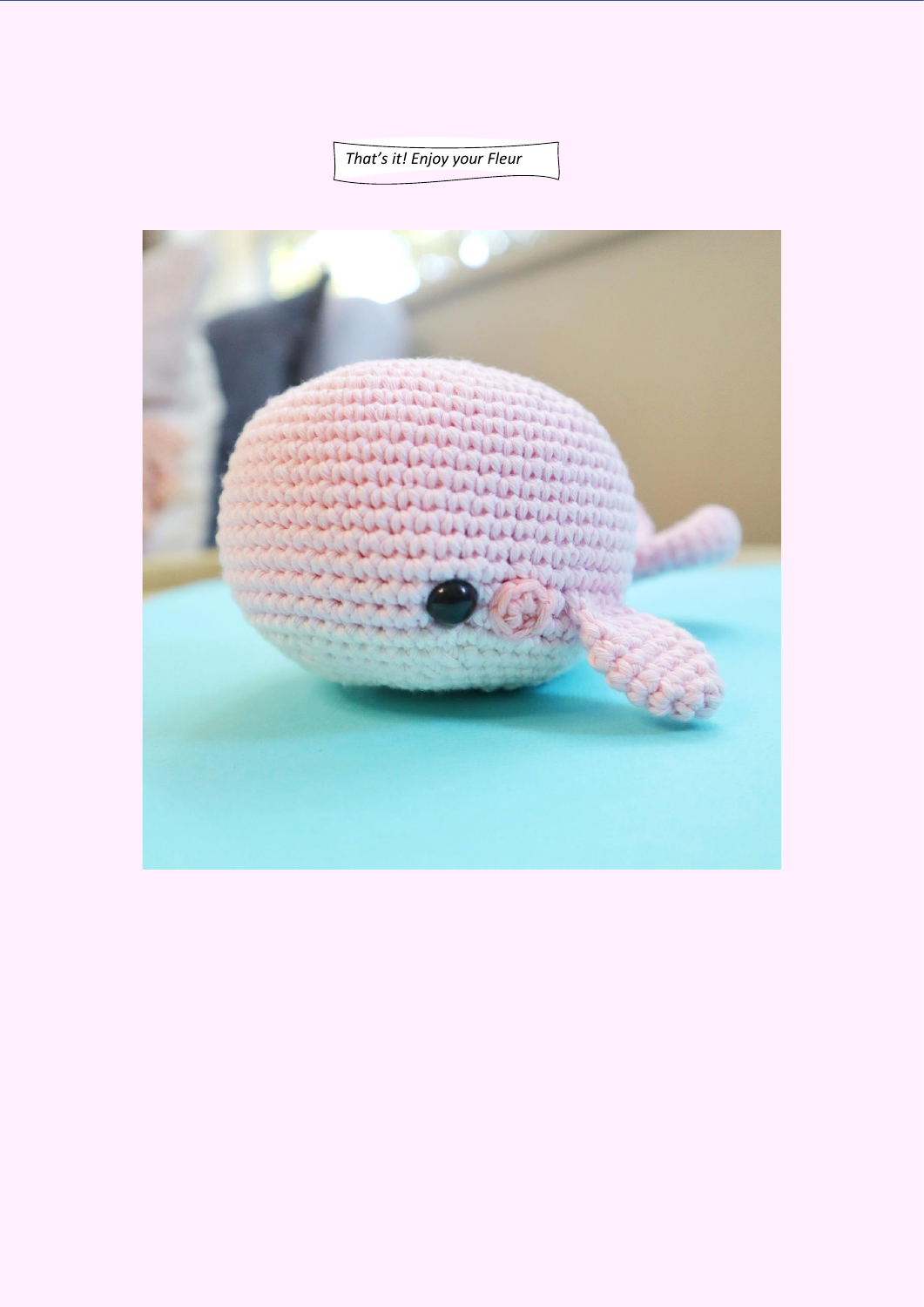*That's it! Enjoy your Fleur*